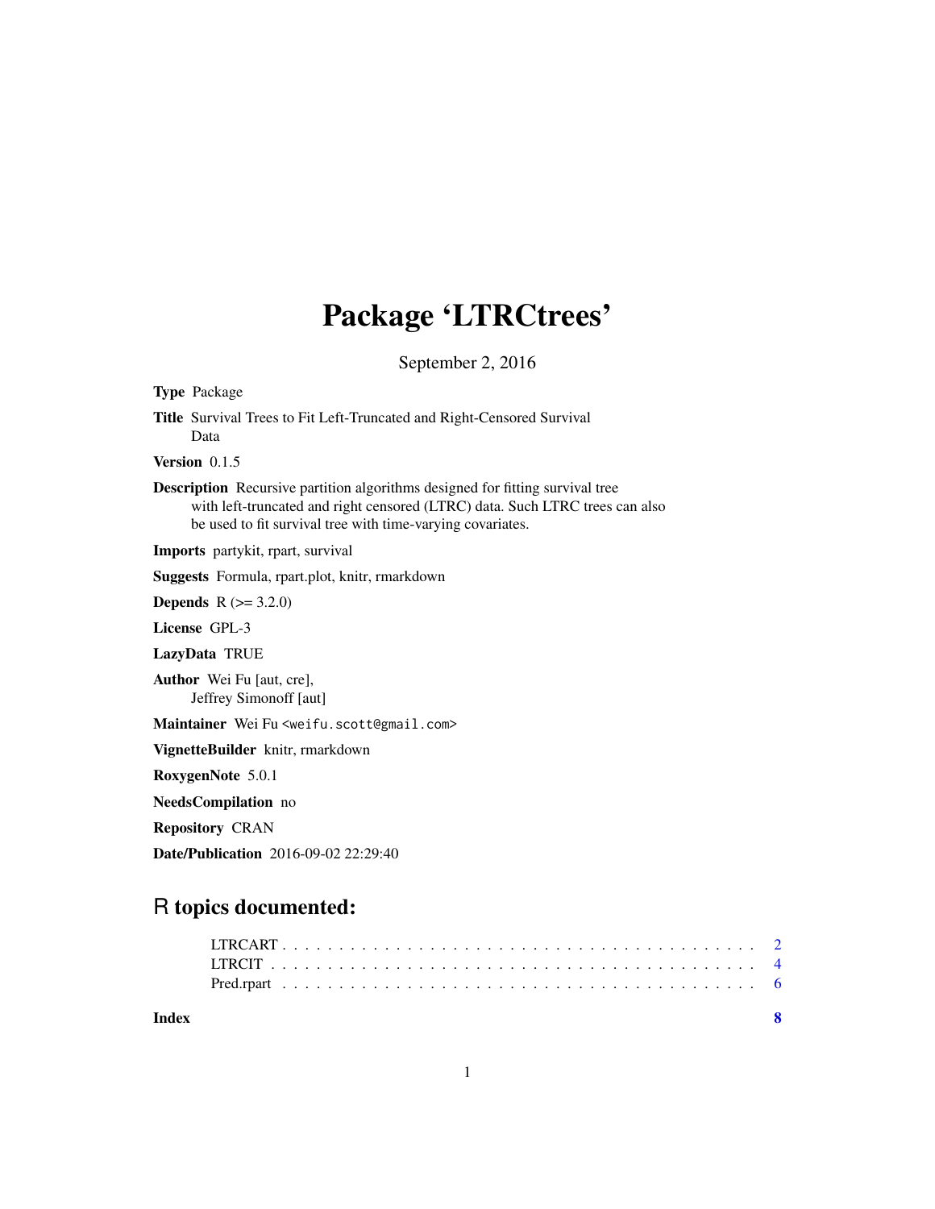# Package 'LTRCtrees'

September 2, 2016

**Type** Package

**Title** Survival Trees to Fit Left-Truncated and Right-Censored Survival Data

**Version** 0.1.5

**Description** Recursive partition algorithms designed for fitting survival tree with left-truncated and right censored (LTRC) data. Such LTRC trees can also be used to fit survival tree with time-varying covariates.

**Imports** partykit, rpart, survival

**Suggests** Formula, rpart.plot, knitr, rmarkdown

**Depends** R (>= 3.2.0)

**License** GPL-3

**LazyData** TRUE

**Author** Wei Fu [aut, cre], Jeffrey Simonoff [aut]

**Maintainer** Wei Fu <weifu.scott@gmail.com>

**VignetteBuilder** knitr, rmarkdown

**RoxygenNote** 5.0.1

**NeedsCompilation** no

**Repository** CRAN

**Date/Publication** 2016-09-02 22:29:40

## R topics documented:

LTRCART . . . . . . . . . . . . . . . . . . . . . . . . . . . . . . . . . . . . . . . 2
LTRCIT . . . . . . . . . . . . . . . . . . . . . . . . . . . . . . . . . . . . . . . . 4
Pred.rpart . . . . . . . . . . . . . . . . . . . . . . . . . . . . . . . . . . . . . . . 6

**Index** **8**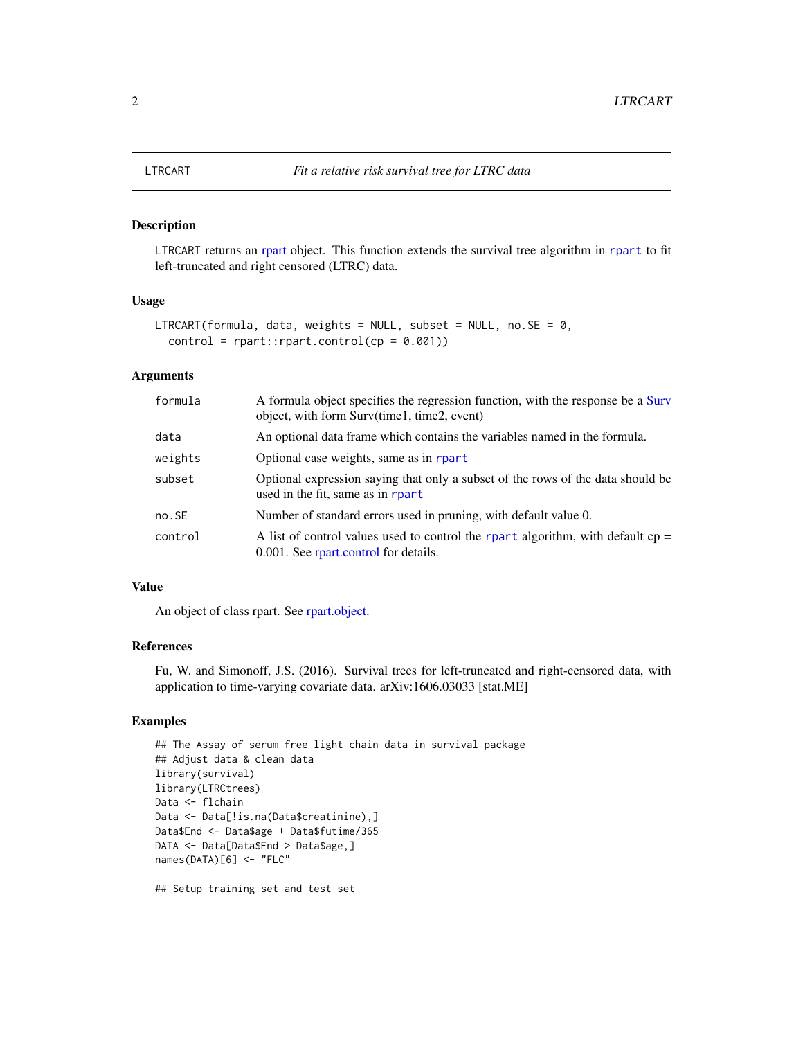# LTRCART — *Fit a relative risk survival tree for LTRC data*

## Description

LTRCART returns an rpart object. This function extends the survival tree algorithm in rpart to fit left-truncated and right censored (LTRC) data.

## Usage

```
LTRCART(formula, data, weights = NULL, subset = NULL, no.SE = 0,
  control = rpart::rpart.control(cp = 0.001))
```

## Arguments

| | |
|---|---|
| formula | A formula object specifies the regression function, with the response be a Surv object, with form Surv(time1, time2, event) |
| data | An optional data frame which contains the variables named in the formula. |
| weights | Optional case weights, same as in rpart |
| subset | Optional expression saying that only a subset of the rows of the data should be used in the fit, same as in rpart |
| no.SE | Number of standard errors used in pruning, with default value 0. |
| control | A list of control values used to control the rpart algorithm, with default cp = 0.001. See rpart.control for details. |

## Value

An object of class rpart. See rpart.object.

## References

Fu, W. and Simonoff, J.S. (2016). Survival trees for left-truncated and right-censored data, with application to time-varying covariate data. arXiv:1606.03033 [stat.ME]

## Examples

```
## The Assay of serum free light chain data in survival package
## Adjust data & clean data
library(survival)
library(LTRCtrees)
Data <- flchain
Data <- Data[!is.na(Data$creatinine),]
Data$End <- Data$age + Data$futime/365
DATA <- Data[Data$End > Data$age,]
names(DATA)[6] <- "FLC"

## Setup training set and test set
```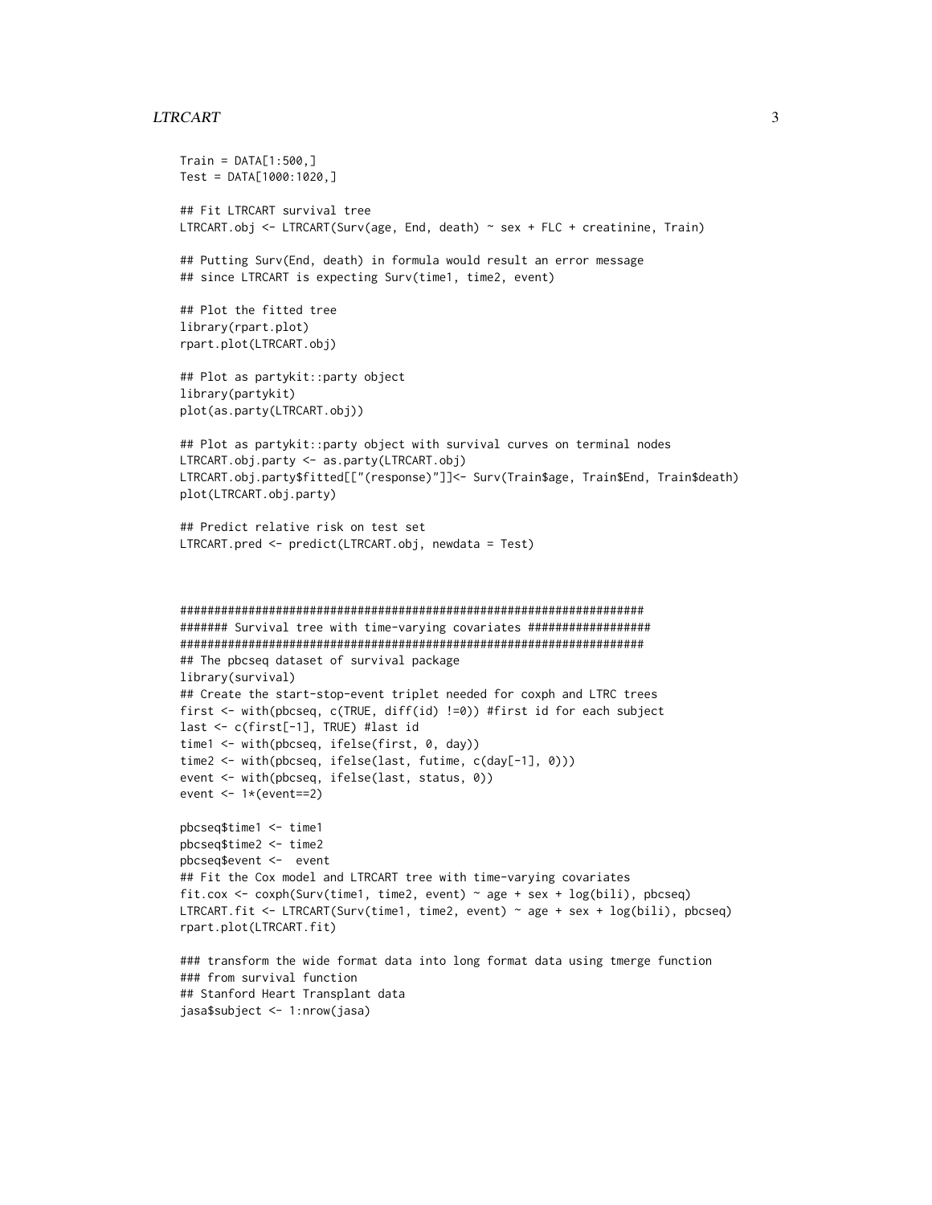```
Train = DATA[1:500,]
Test = DATA[1000:1020,]

## Fit LTRCART survival tree
LTRCART.obj <- LTRCART(Surv(age, End, death) ~ sex + FLC + creatinine, Train)

## Putting Surv(End, death) in formula would result an error message
## since LTRCART is expecting Surv(time1, time2, event)

## Plot the fitted tree
library(rpart.plot)
rpart.plot(LTRCART.obj)

## Plot as partykit::party object
library(partykit)
plot(as.party(LTRCART.obj))

## Plot as partykit::party object with survival curves on terminal nodes
LTRCART.obj.party <- as.party(LTRCART.obj)
LTRCART.obj.party$fitted[["(response)"]]<- Surv(Train$age, Train$End, Train$death)
plot(LTRCART.obj.party)

## Predict relative risk on test set
LTRCART.pred <- predict(LTRCART.obj, newdata = Test)



####################################################################
####### Survival tree with time-varying covariates ##################
####################################################################
## The pbcseq dataset of survival package
library(survival)
## Create the start-stop-event triplet needed for coxph and LTRC trees
first <- with(pbcseq, c(TRUE, diff(id) !=0)) #first id for each subject
last <- c(first[-1], TRUE) #last id
time1 <- with(pbcseq, ifelse(first, 0, day))
time2 <- with(pbcseq, ifelse(last, futime, c(day[-1], 0)))
event <- with(pbcseq, ifelse(last, status, 0))
event <- 1*(event==2)

pbcseq$time1 <- time1
pbcseq$time2 <- time2
pbcseq$event <-  event
## Fit the Cox model and LTRCART tree with time-varying covariates
fit.cox <- coxph(Surv(time1, time2, event) ~ age + sex + log(bili), pbcseq)
LTRCART.fit <- LTRCART(Surv(time1, time2, event) ~ age + sex + log(bili), pbcseq)
rpart.plot(LTRCART.fit)

### transform the wide format data into long format data using tmerge function
### from survival function
## Stanford Heart Transplant data
jasa$subject <- 1:nrow(jasa)
```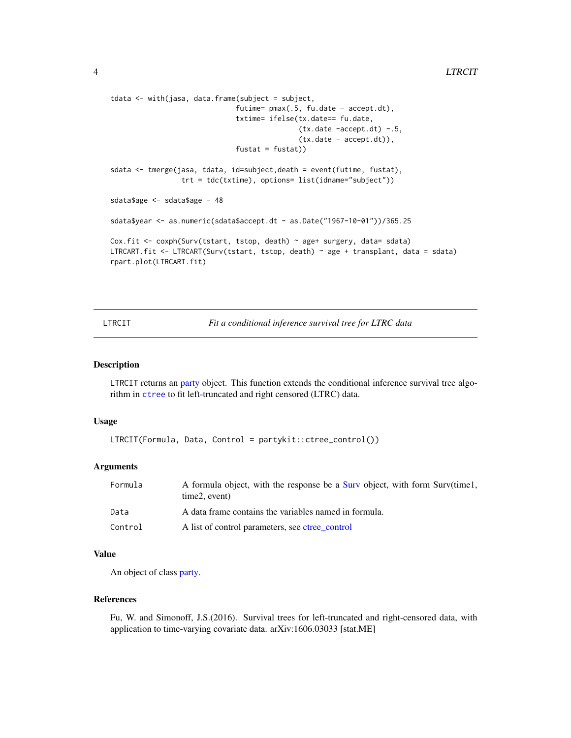```
tdata <- with(jasa, data.frame(subject = subject,
                               futime= pmax(.5, fu.date - accept.dt),
                               txtime= ifelse(tx.date== fu.date,
                                              (tx.date -accept.dt) -.5,
                                              (tx.date - accept.dt)),
                               fustat = fustat))

sdata <- tmerge(jasa, tdata, id=subject,death = event(futime, fustat),
                trt = tdc(txtime), options= list(idname="subject"))

sdata$age <- sdata$age - 48

sdata$year <- as.numeric(sdata$accept.dt - as.Date("1967-10-01"))/365.25

Cox.fit <- coxph(Surv(tstart, tstop, death) ~ age+ surgery, data= sdata)
LTRCART.fit <- LTRCART(Surv(tstart, tstop, death) ~ age + transplant, data = sdata)
rpart.plot(LTRCART.fit)
```

---

## LTRCIT — *Fit a conditional inference survival tree for LTRC data*

---

### Description

LTRCIT returns an party object. This function extends the conditional inference survival tree algorithm in ctree to fit left-truncated and right censored (LTRC) data.

### Usage

```
LTRCIT(Formula, Data, Control = partykit::ctree_control())
```

### Arguments

| | |
|---|---|
| Formula | A formula object, with the response be a Surv object, with form Surv(time1, time2, event) |
| Data | A data frame contains the variables named in formula. |
| Control | A list of control parameters, see ctree_control |

### Value

An object of class party.

### References

Fu, W. and Simonoff, J.S.(2016). Survival trees for left-truncated and right-censored data, with application to time-varying covariate data. arXiv:1606.03033 [stat.ME]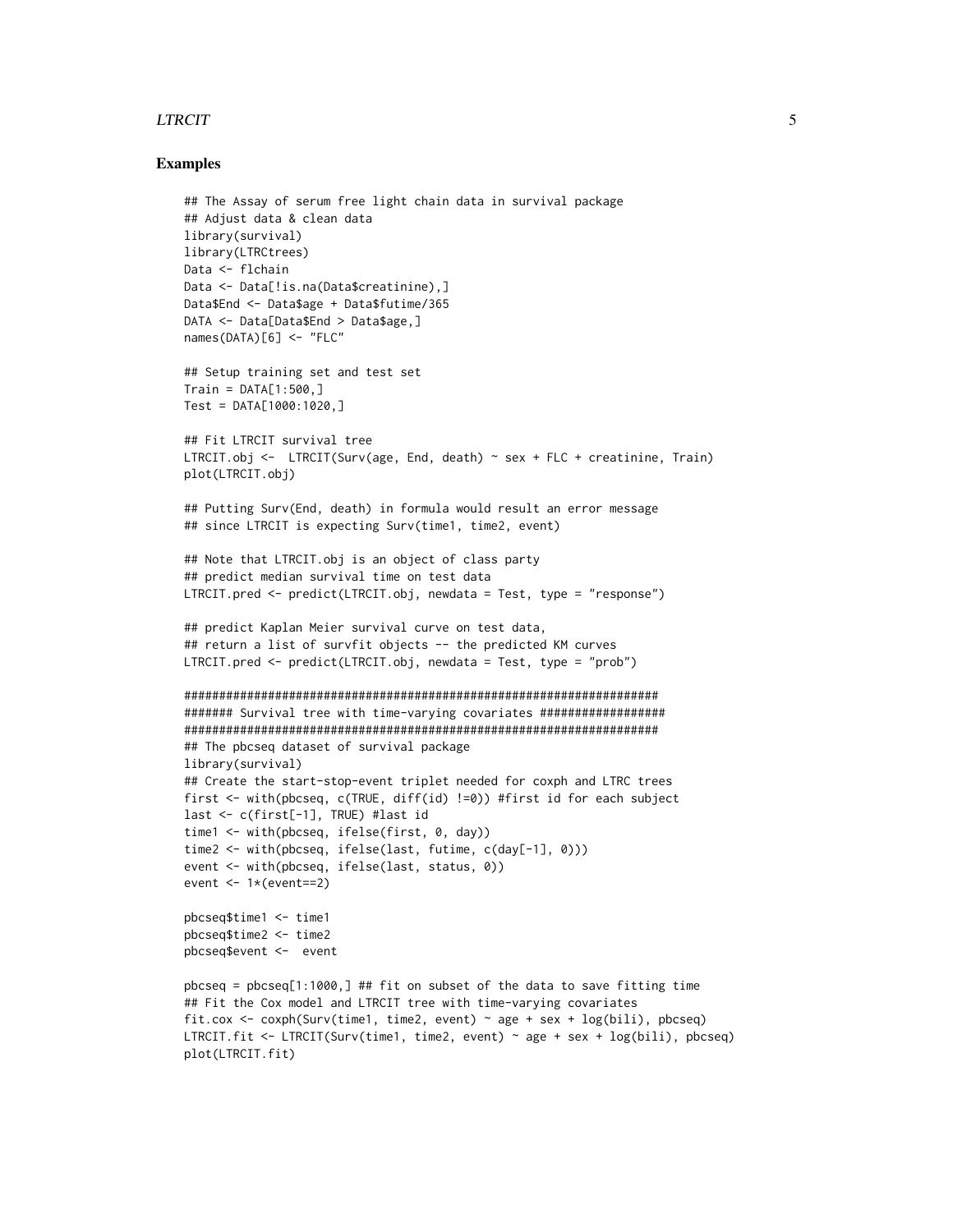## Examples

```
## The Assay of serum free light chain data in survival package
## Adjust data & clean data
library(survival)
library(LTRCtrees)
Data <- flchain
Data <- Data[!is.na(Data$creatinine),]
Data$End <- Data$age + Data$futime/365
DATA <- Data[Data$End > Data$age,]
names(DATA)[6] <- "FLC"

## Setup training set and test set
Train = DATA[1:500,]
Test = DATA[1000:1020,]

## Fit LTRCIT survival tree
LTRCIT.obj <-  LTRCIT(Surv(age, End, death) ~ sex + FLC + creatinine, Train)
plot(LTRCIT.obj)

## Putting Surv(End, death) in formula would result an error message
## since LTRCIT is expecting Surv(time1, time2, event)

## Note that LTRCIT.obj is an object of class party
## predict median survival time on test data
LTRCIT.pred <- predict(LTRCIT.obj, newdata = Test, type = "response")

## predict Kaplan Meier survival curve on test data,
## return a list of survfit objects -- the predicted KM curves
LTRCIT.pred <- predict(LTRCIT.obj, newdata = Test, type = "prob")

####################################################################
####### Survival tree with time-varying covariates ##################
####################################################################
## The pbcseq dataset of survival package
library(survival)
## Create the start-stop-event triplet needed for coxph and LTRC trees
first <- with(pbcseq, c(TRUE, diff(id) !=0)) #first id for each subject
last <- c(first[-1], TRUE) #last id
time1 <- with(pbcseq, ifelse(first, 0, day))
time2 <- with(pbcseq, ifelse(last, futime, c(day[-1], 0)))
event <- with(pbcseq, ifelse(last, status, 0))
event <- 1*(event==2)

pbcseq$time1 <- time1
pbcseq$time2 <- time2
pbcseq$event <-  event

pbcseq = pbcseq[1:1000,] ## fit on subset of the data to save fitting time
## Fit the Cox model and LTRCIT tree with time-varying covariates
fit.cox <- coxph(Surv(time1, time2, event) ~ age + sex + log(bili), pbcseq)
LTRCIT.fit <- LTRCIT(Surv(time1, time2, event) ~ age + sex + log(bili), pbcseq)
plot(LTRCIT.fit)
```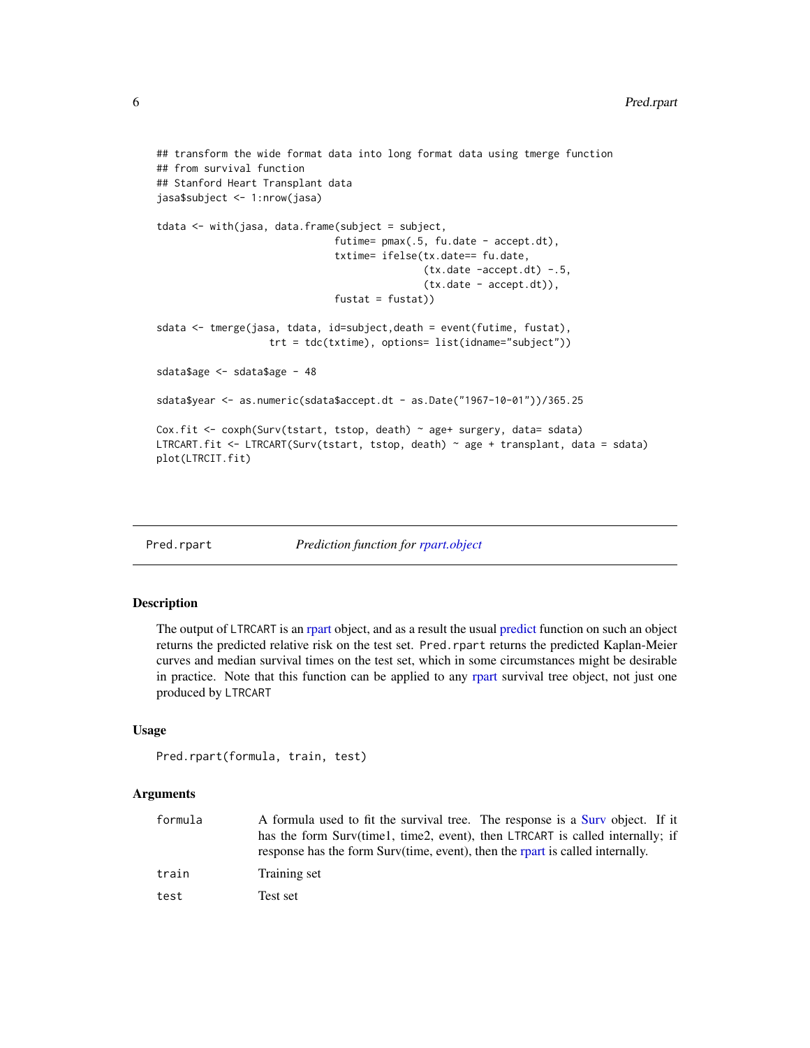```
## transform the wide format data into long format data using tmerge function
## from survival function
## Stanford Heart Transplant data
jasa$subject <- 1:nrow(jasa)

tdata <- with(jasa, data.frame(subject = subject,
                              futime= pmax(.5, fu.date - accept.dt),
                              txtime= ifelse(tx.date== fu.date,
                                             (tx.date -accept.dt) -.5,
                                             (tx.date - accept.dt)),
                              fustat = fustat))

sdata <- tmerge(jasa, tdata, id=subject,death = event(futime, fustat),
                   trt = tdc(txtime), options= list(idname="subject"))

sdata$age <- sdata$age - 48

sdata$year <- as.numeric(sdata$accept.dt - as.Date("1967-10-01"))/365.25

Cox.fit <- coxph(Surv(tstart, tstop, death) ~ age+ surgery, data= sdata)
LTRCART.fit <- LTRCART(Surv(tstart, tstop, death) ~ age + transplant, data = sdata)
plot(LTRCIT.fit)
```

## Pred.rpart — *Prediction function for rpart.object*

### Description

The output of LTRCART is an rpart object, and as a result the usual predict function on such an object returns the predicted relative risk on the test set. Pred.rpart returns the predicted Kaplan-Meier curves and median survival times on the test set, which in some circumstances might be desirable in practice. Note that this function can be applied to any rpart survival tree object, not just one produced by LTRCART

### Usage

```
Pred.rpart(formula, train, test)
```

### Arguments

| | |
|---|---|
| formula | A formula used to fit the survival tree. The response is a Surv object. If it has the form Surv(time1, time2, event), then LTRCART is called internally; if response has the form Surv(time, event), then the rpart is called internally. |
| train | Training set |
| test | Test set |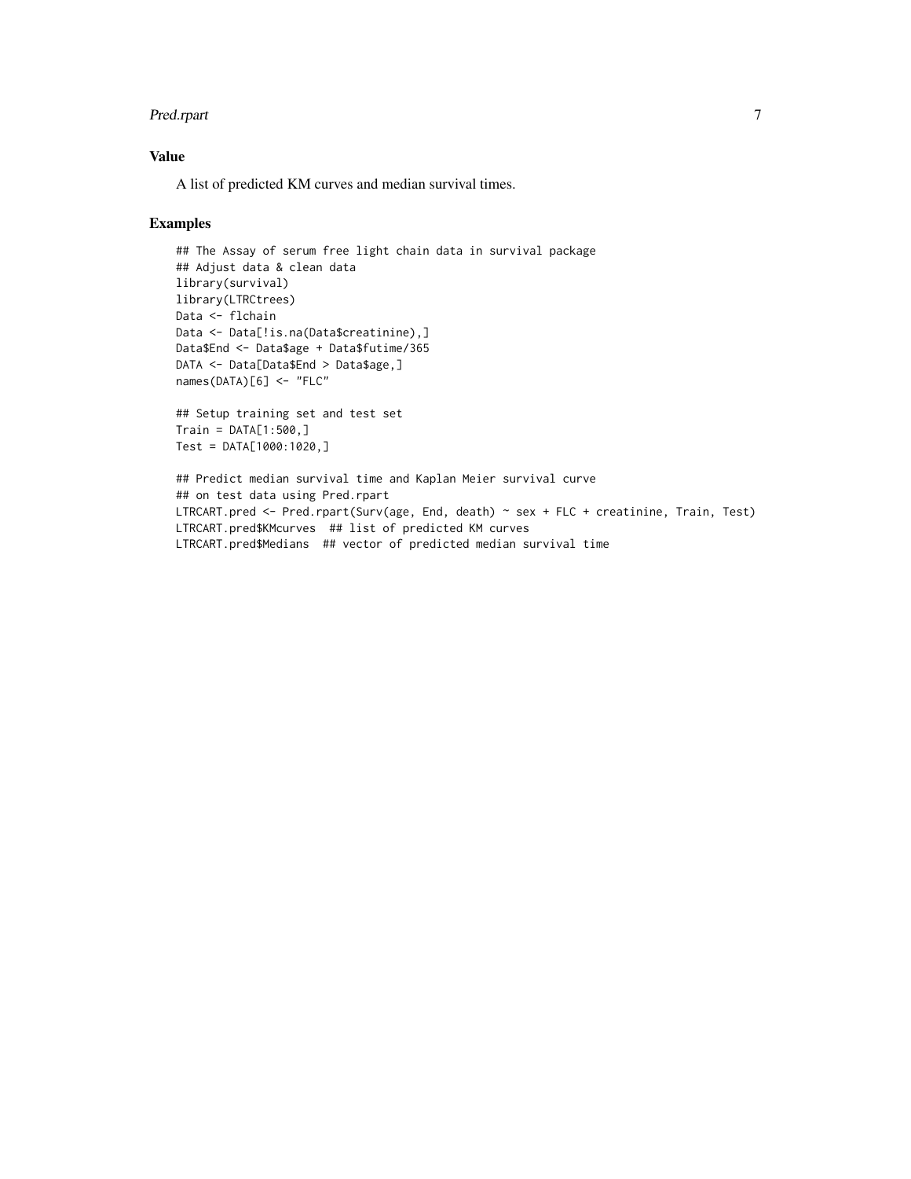## Value

A list of predicted KM curves and median survival times.

## Examples

```
## The Assay of serum free light chain data in survival package
## Adjust data & clean data
library(survival)
library(LTRCtrees)
Data <- flchain
Data <- Data[!is.na(Data$creatinine),]
Data$End <- Data$age + Data$futime/365
DATA <- Data[Data$End > Data$age,]
names(DATA)[6] <- "FLC"

## Setup training set and test set
Train = DATA[1:500,]
Test = DATA[1000:1020,]

## Predict median survival time and Kaplan Meier survival curve
## on test data using Pred.rpart
LTRCART.pred <- Pred.rpart(Surv(age, End, death) ~ sex + FLC + creatinine, Train, Test)
LTRCART.pred$KMcurves  ## list of predicted KM curves
LTRCART.pred$Medians  ## vector of predicted median survival time
```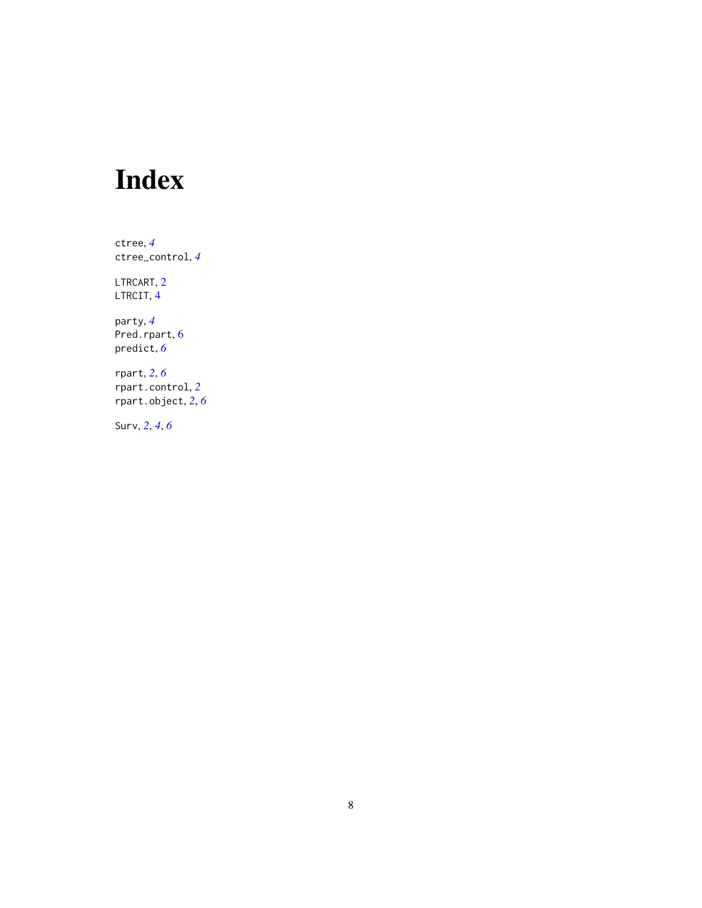# Index

ctree, *4*
ctree_control, *4*

LTRCART, 2
LTRCIT, 4

party, *4*
Pred.rpart, 6
predict, *6*

rpart, *2*, *6*
rpart.control, *2*
rpart.object, *2*, *6*

Surv, *2*, *4*, *6*